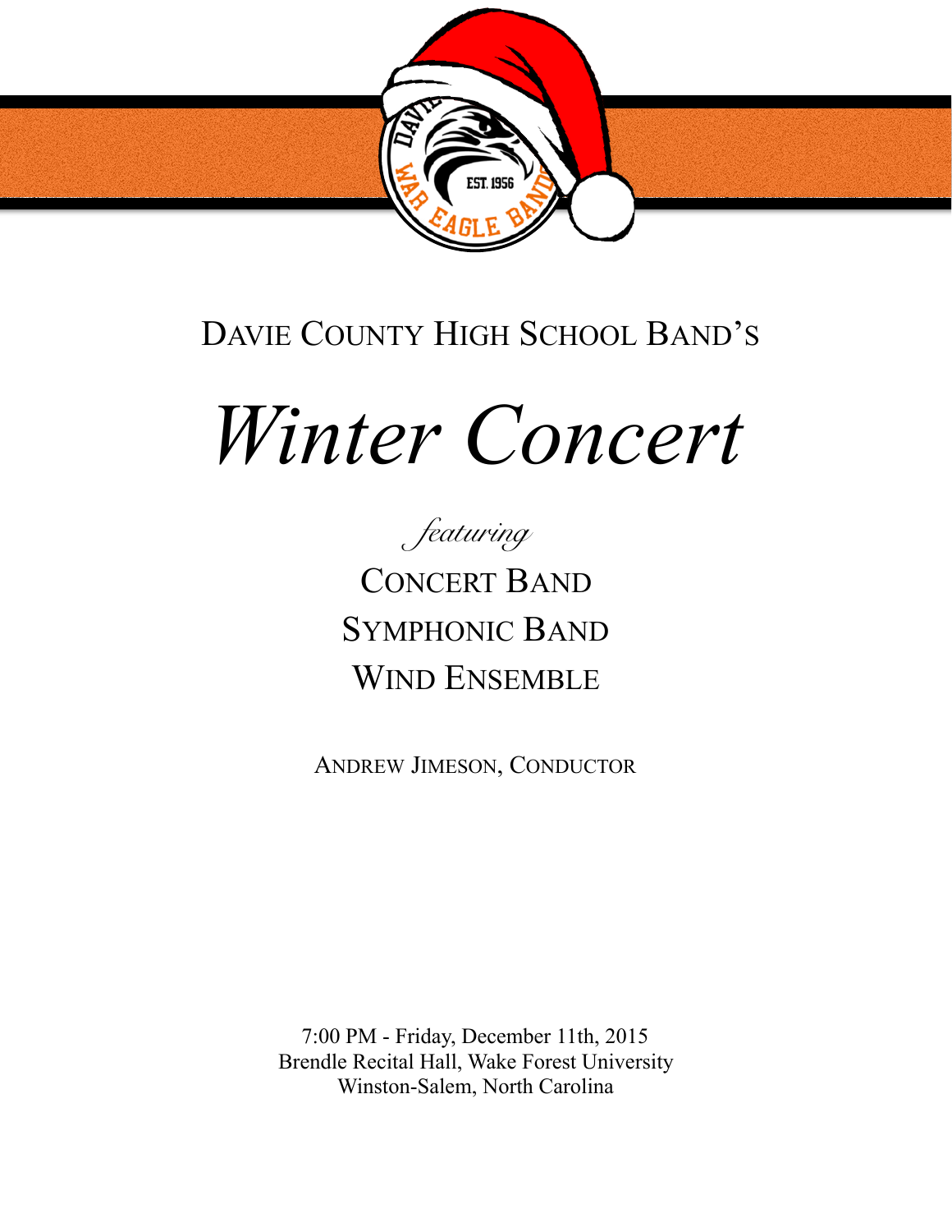Davie County High School Band's

# *Winter Concert*

*featuring*

Concert Band

Symphonic Band

Wind Ensemble

Andrew Jimeson, Conductor

7:00 PM - Friday, December 11th, 2015
Brendle Recital Hall, Wake Forest University
Winston-Salem, North Carolina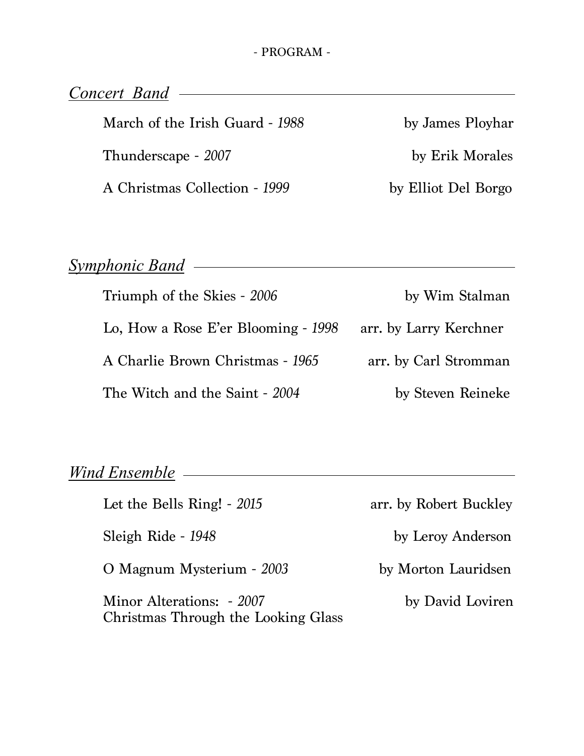- PROGRAM -

## *Concert Band*

March of the Irish Guard - *1988* by James Ployhar

Thunderscape - *2007* by Erik Morales

A Christmas Collection - *1999* by Elliot Del Borgo

## *Symphonic Band*

Triumph of the Skies - *2006* by Wim Stalman

Lo, How a Rose E'er Blooming - *1998* arr. by Larry Kerchner

A Charlie Brown Christmas - *1965* arr. by Carl Stromman

The Witch and the Saint - *2004* by Steven Reineke

## *Wind Ensemble*

Let the Bells Ring! - *2015* arr. by Robert Buckley

Sleigh Ride - *1948* by Leroy Anderson

O Magnum Mysterium - *2003* by Morton Lauridsen

Minor Alterations: - *2007* by David Loviren
Christmas Through the Looking Glass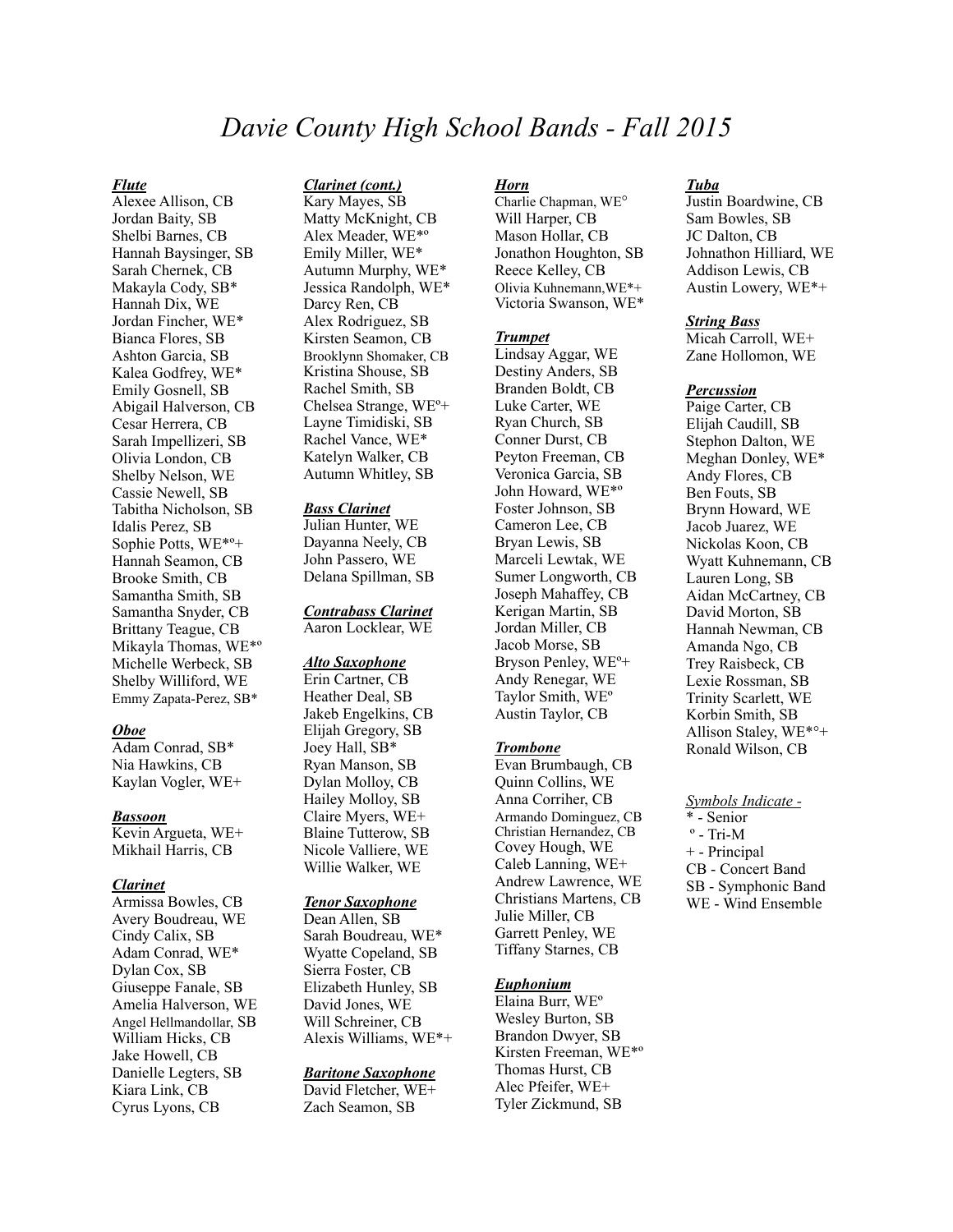# *Davie County High School Bands - Fall 2015*

***Flute***

Alexee Allison, CB
Jordan Baity, SB
Shelbi Barnes, CB
Hannah Baysinger, SB
Sarah Chernek, CB
Makayla Cody, SB*
Hannah Dix, WE
Jordan Fincher, WE*
Bianca Flores, SB
Ashton Garcia, SB
Kalea Godfrey, WE*
Emily Gosnell, SB
Abigail Halverson, CB
Cesar Herrera, CB
Sarah Impellizeri, SB
Olivia London, CB
Shelby Nelson, WE
Cassie Newell, SB
Tabitha Nicholson, SB
Idalis Perez, SB
Sophie Potts, WE*º+
Hannah Seamon, CB
Brooke Smith, CB
Samantha Smith, SB
Samantha Snyder, CB
Brittany Teague, CB
Mikayla Thomas, WE*º
Michelle Werbeck, SB
Shelby Williford, WE
Emmy Zapata-Perez, SB*

***Oboe***

Adam Conrad, SB*
Nia Hawkins, CB
Kaylan Vogler, WE+

***Bassoon***

Kevin Argueta, WE+
Mikhail Harris, CB

***Clarinet***

Armissa Bowles, CB
Avery Boudreau, WE
Cindy Calix, SB
Adam Conrad, WE*
Dylan Cox, SB
Giuseppe Fanale, SB
Amelia Halverson, WE
Angel Hellmandollar, SB
William Hicks, CB
Jake Howell, CB
Danielle Legters, SB
Kiara Link, CB
Cyrus Lyons, CB

***Clarinet (cont.)***

Kary Mayes, SB
Matty McKnight, CB
Alex Meader, WE*º
Emily Miller, WE*
Autumn Murphy, WE*
Jessica Randolph, WE*
Darcy Ren, CB
Alex Rodriguez, SB
Kirsten Seamon, CB
Brooklynn Shomaker, CB
Kristina Shouse, SB
Rachel Smith, SB
Chelsea Strange, WEº+
Layne Timidiski, SB
Rachel Vance, WE*
Katelyn Walker, CB
Autumn Whitley, SB

***Bass Clarinet***

Julian Hunter, WE
Dayanna Neely, CB
John Passero, WE
Delana Spillman, SB

***Contrabass Clarinet***

Aaron Locklear, WE

***Alto Saxophone***

Erin Cartner, CB
Heather Deal, SB
Jakeb Engelkins, CB
Elijah Gregory, SB
Joey Hall, SB*
Ryan Manson, SB
Dylan Molloy, CB
Hailey Molloy, SB
Claire Myers, WE+
Blaine Tutterow, SB
Nicole Valliere, WE
Willie Walker, WE

***Tenor Saxophone***

Dean Allen, SB
Sarah Boudreau, WE*
Wyatte Copeland, SB
Sierra Foster, CB
Elizabeth Hunley, SB
David Jones, WE
Will Schreiner, CB
Alexis Williams, WE*+

***Baritone Saxophone***

David Fletcher, WE+
Zach Seamon, SB

***Horn***

Charlie Chapman, WE°
Will Harper, CB
Mason Hollar, CB
Jonathon Houghton, SB
Reece Kelley, CB
Olivia Kuhnemann,WE*+
Victoria Swanson, WE*

***Trumpet***

Lindsay Aggar, WE
Destiny Anders, SB
Branden Boldt, CB
Luke Carter, WE
Ryan Church, SB
Conner Durst, CB
Peyton Freeman, CB
Veronica Garcia, SB
John Howard, WE*º
Foster Johnson, SB
Cameron Lee, CB
Bryan Lewis, SB
Marceli Lewtak, WE
Sumer Longworth, CB
Joseph Mahaffey, CB
Kerigan Martin, SB
Jordan Miller, CB
Jacob Morse, SB
Bryson Penley, WEº+
Andy Renegar, WE
Taylor Smith, WEº
Austin Taylor, CB

***Trombone***

Evan Brumbaugh, CB
Quinn Collins, WE
Anna Corriher, CB
Armando Dominguez, CB
Christian Hernandez, CB
Covey Hough, WE
Caleb Lanning, WE+
Andrew Lawrence, WE
Christians Martens, CB
Julie Miller, CB
Garrett Penley, WE
Tiffany Starnes, CB

***Euphonium***

Elaina Burr, WEº
Wesley Burton, SB
Brandon Dwyer, SB
Kirsten Freeman, WE*º
Thomas Hurst, CB
Alec Pfeifer, WE+
Tyler Zickmund, SB

***Tuba***

Justin Boardwine, CB
Sam Bowles, SB
JC Dalton, CB
Johnathon Hilliard, WE
Addison Lewis, CB
Austin Lowery, WE*+

***String Bass***

Micah Carroll, WE+
Zane Hollomon, WE

***Percussion***

Paige Carter, CB
Elijah Caudill, SB
Stephon Dalton, WE
Meghan Donley, WE*
Andy Flores, CB
Ben Fouts, SB
Brynn Howard, WE
Jacob Juarez, WE
Nickolas Koon, CB
Wyatt Kuhnemann, CB
Lauren Long, SB
Aidan McCartney, CB
David Morton, SB
Hannah Newman, CB
Amanda Ngo, CB
Trey Raisbeck, CB
Lexie Rossman, SB
Trinity Scarlett, WE
Korbin Smith, SB
Allison Staley, WE*°+
Ronald Wilson, CB

*Symbols Indicate -*

\* - Senior
º - Tri-M
\+ - Principal
CB - Concert Band
SB - Symphonic Band
WE - Wind Ensemble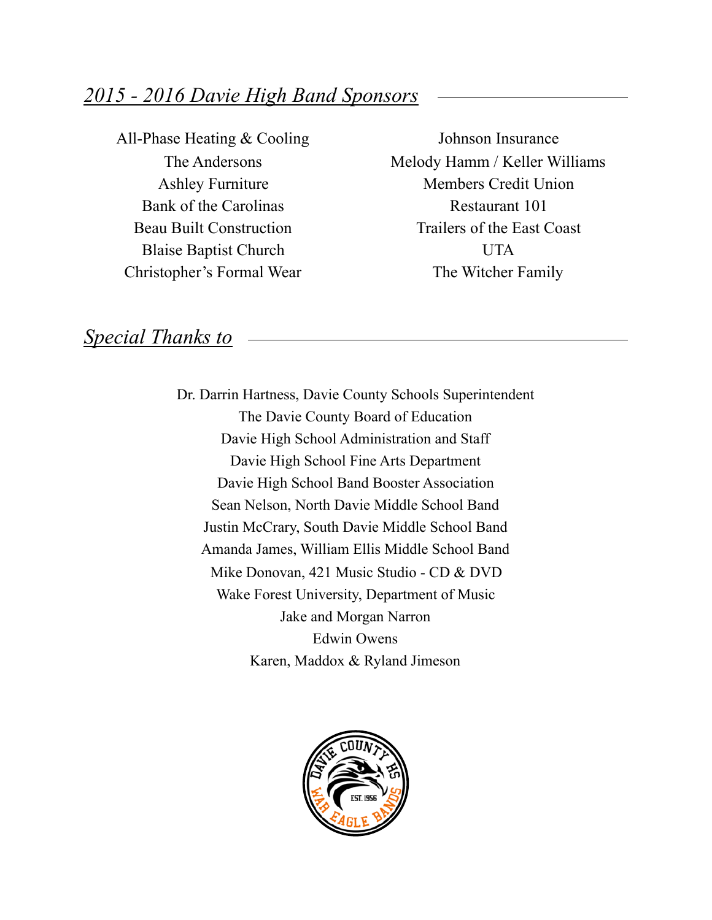## *2015 - 2016 Davie High Band Sponsors*

All-Phase Heating & Cooling
The Andersons
Ashley Furniture
Bank of the Carolinas
Beau Built Construction
Blaise Baptist Church
Christopher's Formal Wear
Johnson Insurance
Melody Hamm / Keller Williams
Members Credit Union
Restaurant 101
Trailers of the East Coast
UTA
The Witcher Family

## *Special Thanks to*

Dr. Darrin Hartness, Davie County Schools Superintendent
The Davie County Board of Education
Davie High School Administration and Staff
Davie High School Fine Arts Department
Davie High School Band Booster Association
Sean Nelson, North Davie Middle School Band
Justin McCrary, South Davie Middle School Band
Amanda James, William Ellis Middle School Band
Mike Donovan, 421 Music Studio - CD & DVD
Wake Forest University, Department of Music
Jake and Morgan Narron
Edwin Owens
Karen, Maddox & Ryland Jimeson